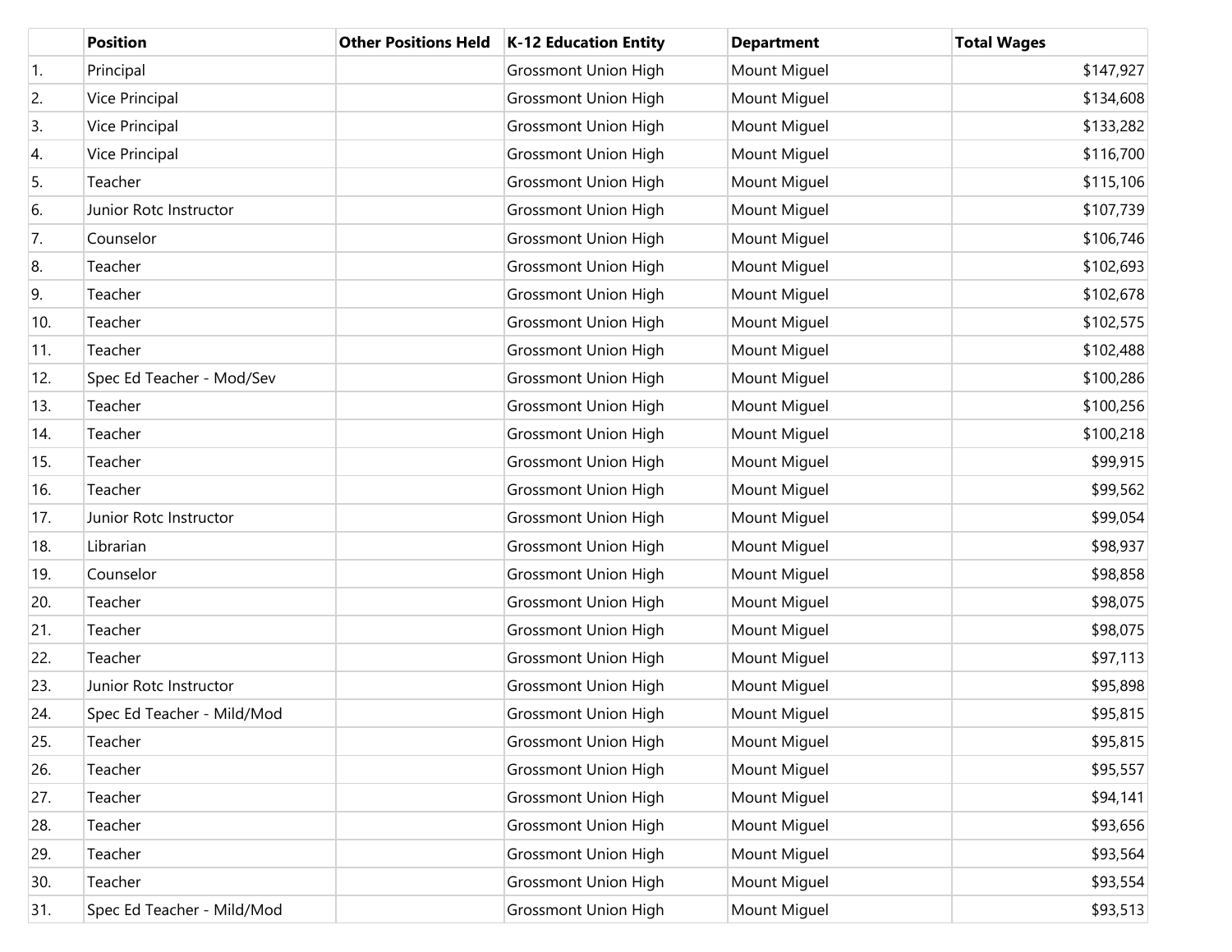|  | Position | Other Positions Held | K-12 Education Entity | Department | Total Wages |
|---|---|---|---|---|---|
| 1. | Principal |  | Grossmont Union High | Mount Miguel | $147,927 |
| 2. | Vice Principal |  | Grossmont Union High | Mount Miguel | $134,608 |
| 3. | Vice Principal |  | Grossmont Union High | Mount Miguel | $133,282 |
| 4. | Vice Principal |  | Grossmont Union High | Mount Miguel | $116,700 |
| 5. | Teacher |  | Grossmont Union High | Mount Miguel | $115,106 |
| 6. | Junior Rotc Instructor |  | Grossmont Union High | Mount Miguel | $107,739 |
| 7. | Counselor |  | Grossmont Union High | Mount Miguel | $106,746 |
| 8. | Teacher |  | Grossmont Union High | Mount Miguel | $102,693 |
| 9. | Teacher |  | Grossmont Union High | Mount Miguel | $102,678 |
| 10. | Teacher |  | Grossmont Union High | Mount Miguel | $102,575 |
| 11. | Teacher |  | Grossmont Union High | Mount Miguel | $102,488 |
| 12. | Spec Ed Teacher - Mod/Sev |  | Grossmont Union High | Mount Miguel | $100,286 |
| 13. | Teacher |  | Grossmont Union High | Mount Miguel | $100,256 |
| 14. | Teacher |  | Grossmont Union High | Mount Miguel | $100,218 |
| 15. | Teacher |  | Grossmont Union High | Mount Miguel | $99,915 |
| 16. | Teacher |  | Grossmont Union High | Mount Miguel | $99,562 |
| 17. | Junior Rotc Instructor |  | Grossmont Union High | Mount Miguel | $99,054 |
| 18. | Librarian |  | Grossmont Union High | Mount Miguel | $98,937 |
| 19. | Counselor |  | Grossmont Union High | Mount Miguel | $98,858 |
| 20. | Teacher |  | Grossmont Union High | Mount Miguel | $98,075 |
| 21. | Teacher |  | Grossmont Union High | Mount Miguel | $98,075 |
| 22. | Teacher |  | Grossmont Union High | Mount Miguel | $97,113 |
| 23. | Junior Rotc Instructor |  | Grossmont Union High | Mount Miguel | $95,898 |
| 24. | Spec Ed Teacher - Mild/Mod |  | Grossmont Union High | Mount Miguel | $95,815 |
| 25. | Teacher |  | Grossmont Union High | Mount Miguel | $95,815 |
| 26. | Teacher |  | Grossmont Union High | Mount Miguel | $95,557 |
| 27. | Teacher |  | Grossmont Union High | Mount Miguel | $94,141 |
| 28. | Teacher |  | Grossmont Union High | Mount Miguel | $93,656 |
| 29. | Teacher |  | Grossmont Union High | Mount Miguel | $93,564 |
| 30. | Teacher |  | Grossmont Union High | Mount Miguel | $93,554 |
| 31. | Spec Ed Teacher - Mild/Mod |  | Grossmont Union High | Mount Miguel | $93,513 |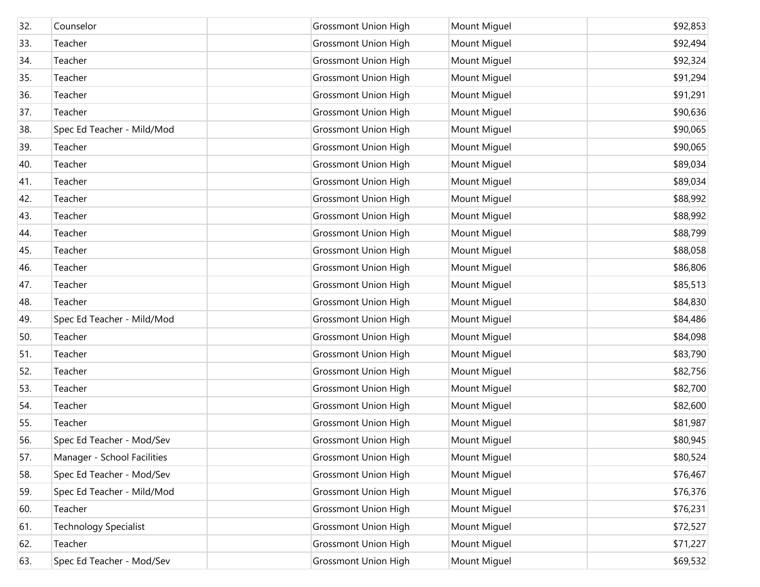| | | | | | |
|---|---|---|---|---|---|
| 32. | Counselor | | Grossmont Union High | Mount Miguel | $92,853 |
| 33. | Teacher | | Grossmont Union High | Mount Miguel | $92,494 |
| 34. | Teacher | | Grossmont Union High | Mount Miguel | $92,324 |
| 35. | Teacher | | Grossmont Union High | Mount Miguel | $91,294 |
| 36. | Teacher | | Grossmont Union High | Mount Miguel | $91,291 |
| 37. | Teacher | | Grossmont Union High | Mount Miguel | $90,636 |
| 38. | Spec Ed Teacher - Mild/Mod | | Grossmont Union High | Mount Miguel | $90,065 |
| 39. | Teacher | | Grossmont Union High | Mount Miguel | $90,065 |
| 40. | Teacher | | Grossmont Union High | Mount Miguel | $89,034 |
| 41. | Teacher | | Grossmont Union High | Mount Miguel | $89,034 |
| 42. | Teacher | | Grossmont Union High | Mount Miguel | $88,992 |
| 43. | Teacher | | Grossmont Union High | Mount Miguel | $88,992 |
| 44. | Teacher | | Grossmont Union High | Mount Miguel | $88,799 |
| 45. | Teacher | | Grossmont Union High | Mount Miguel | $88,058 |
| 46. | Teacher | | Grossmont Union High | Mount Miguel | $86,806 |
| 47. | Teacher | | Grossmont Union High | Mount Miguel | $85,513 |
| 48. | Teacher | | Grossmont Union High | Mount Miguel | $84,830 |
| 49. | Spec Ed Teacher - Mild/Mod | | Grossmont Union High | Mount Miguel | $84,486 |
| 50. | Teacher | | Grossmont Union High | Mount Miguel | $84,098 |
| 51. | Teacher | | Grossmont Union High | Mount Miguel | $83,790 |
| 52. | Teacher | | Grossmont Union High | Mount Miguel | $82,756 |
| 53. | Teacher | | Grossmont Union High | Mount Miguel | $82,700 |
| 54. | Teacher | | Grossmont Union High | Mount Miguel | $82,600 |
| 55. | Teacher | | Grossmont Union High | Mount Miguel | $81,987 |
| 56. | Spec Ed Teacher - Mod/Sev | | Grossmont Union High | Mount Miguel | $80,945 |
| 57. | Manager - School Facilities | | Grossmont Union High | Mount Miguel | $80,524 |
| 58. | Spec Ed Teacher - Mod/Sev | | Grossmont Union High | Mount Miguel | $76,467 |
| 59. | Spec Ed Teacher - Mild/Mod | | Grossmont Union High | Mount Miguel | $76,376 |
| 60. | Teacher | | Grossmont Union High | Mount Miguel | $76,231 |
| 61. | Technology Specialist | | Grossmont Union High | Mount Miguel | $72,527 |
| 62. | Teacher | | Grossmont Union High | Mount Miguel | $71,227 |
| 63. | Spec Ed Teacher - Mod/Sev | | Grossmont Union High | Mount Miguel | $69,532 |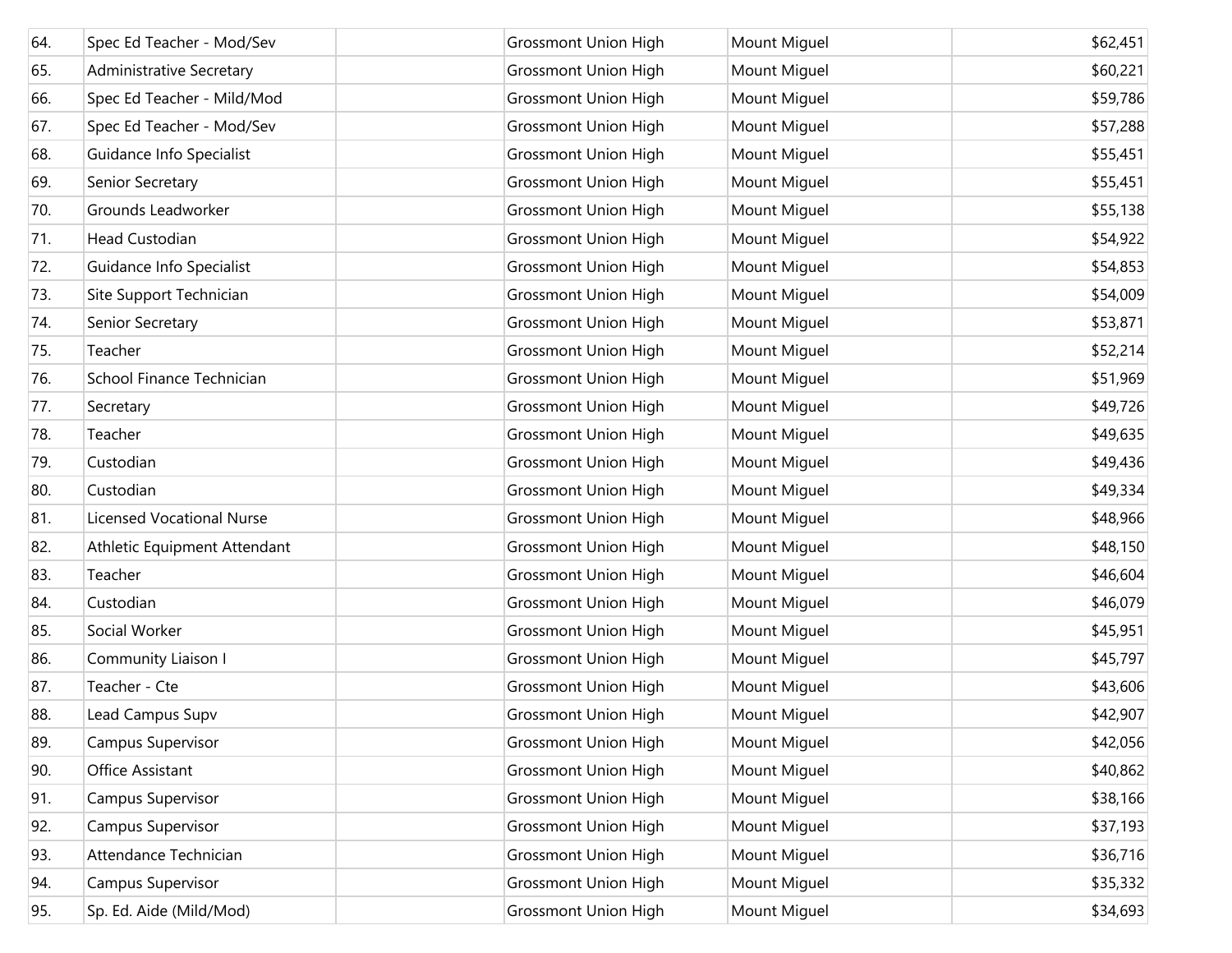| | | | | | |
|---|---|---|---|---|---|
| 64. | Spec Ed Teacher - Mod/Sev | | Grossmont Union High | Mount Miguel | $62,451 |
| 65. | Administrative Secretary | | Grossmont Union High | Mount Miguel | $60,221 |
| 66. | Spec Ed Teacher - Mild/Mod | | Grossmont Union High | Mount Miguel | $59,786 |
| 67. | Spec Ed Teacher - Mod/Sev | | Grossmont Union High | Mount Miguel | $57,288 |
| 68. | Guidance Info Specialist | | Grossmont Union High | Mount Miguel | $55,451 |
| 69. | Senior Secretary | | Grossmont Union High | Mount Miguel | $55,451 |
| 70. | Grounds Leadworker | | Grossmont Union High | Mount Miguel | $55,138 |
| 71. | Head Custodian | | Grossmont Union High | Mount Miguel | $54,922 |
| 72. | Guidance Info Specialist | | Grossmont Union High | Mount Miguel | $54,853 |
| 73. | Site Support Technician | | Grossmont Union High | Mount Miguel | $54,009 |
| 74. | Senior Secretary | | Grossmont Union High | Mount Miguel | $53,871 |
| 75. | Teacher | | Grossmont Union High | Mount Miguel | $52,214 |
| 76. | School Finance Technician | | Grossmont Union High | Mount Miguel | $51,969 |
| 77. | Secretary | | Grossmont Union High | Mount Miguel | $49,726 |
| 78. | Teacher | | Grossmont Union High | Mount Miguel | $49,635 |
| 79. | Custodian | | Grossmont Union High | Mount Miguel | $49,436 |
| 80. | Custodian | | Grossmont Union High | Mount Miguel | $49,334 |
| 81. | Licensed Vocational Nurse | | Grossmont Union High | Mount Miguel | $48,966 |
| 82. | Athletic Equipment Attendant | | Grossmont Union High | Mount Miguel | $48,150 |
| 83. | Teacher | | Grossmont Union High | Mount Miguel | $46,604 |
| 84. | Custodian | | Grossmont Union High | Mount Miguel | $46,079 |
| 85. | Social Worker | | Grossmont Union High | Mount Miguel | $45,951 |
| 86. | Community Liaison I | | Grossmont Union High | Mount Miguel | $45,797 |
| 87. | Teacher - Cte | | Grossmont Union High | Mount Miguel | $43,606 |
| 88. | Lead Campus Supv | | Grossmont Union High | Mount Miguel | $42,907 |
| 89. | Campus Supervisor | | Grossmont Union High | Mount Miguel | $42,056 |
| 90. | Office Assistant | | Grossmont Union High | Mount Miguel | $40,862 |
| 91. | Campus Supervisor | | Grossmont Union High | Mount Miguel | $38,166 |
| 92. | Campus Supervisor | | Grossmont Union High | Mount Miguel | $37,193 |
| 93. | Attendance Technician | | Grossmont Union High | Mount Miguel | $36,716 |
| 94. | Campus Supervisor | | Grossmont Union High | Mount Miguel | $35,332 |
| 95. | Sp. Ed. Aide (Mild/Mod) | | Grossmont Union High | Mount Miguel | $34,693 |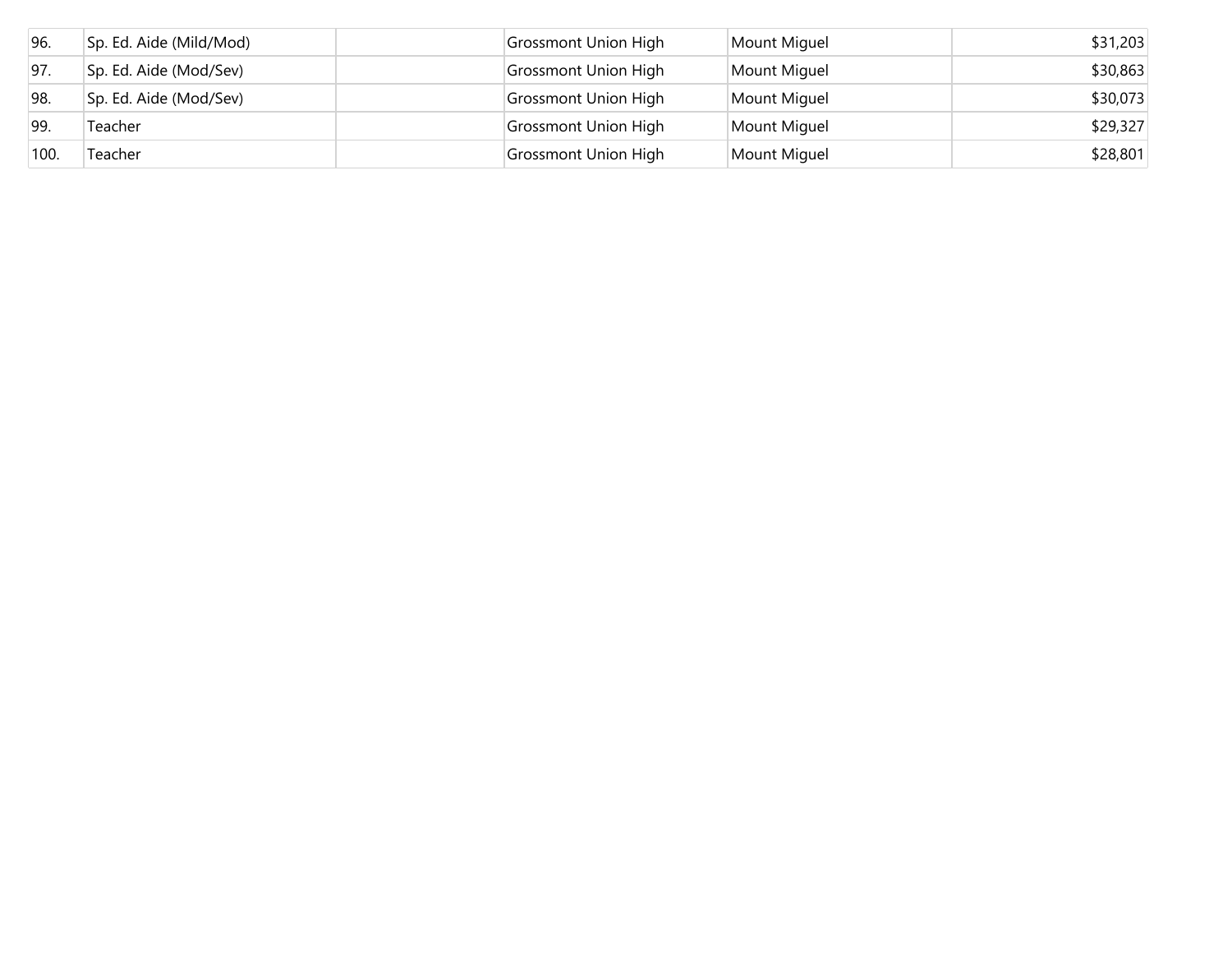| | | | | | |
|---|---|---|---|---|---|
| 96. | Sp. Ed. Aide (Mild/Mod) | | Grossmont Union High | Mount Miguel | $31,203 |
| 97. | Sp. Ed. Aide (Mod/Sev) | | Grossmont Union High | Mount Miguel | $30,863 |
| 98. | Sp. Ed. Aide (Mod/Sev) | | Grossmont Union High | Mount Miguel | $30,073 |
| 99. | Teacher | | Grossmont Union High | Mount Miguel | $29,327 |
| 100. | Teacher | | Grossmont Union High | Mount Miguel | $28,801 |